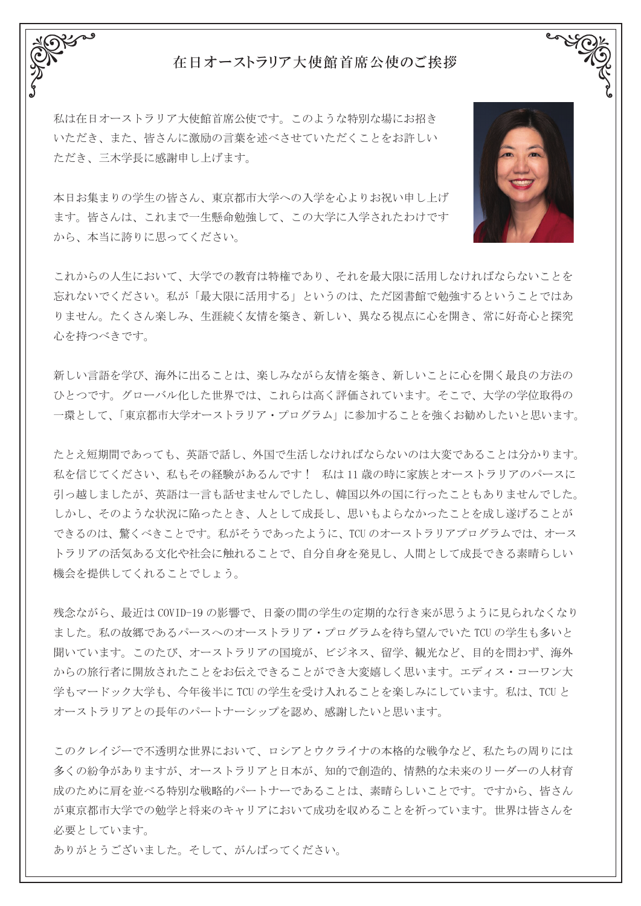# 在日オーストラリア大使館首席公使のご挨拶

私は在日オーストラリア大使館首席公使です。このような特別な場にお招きいただき、また、皆さんに激励の言葉を述べさせていただくことをお許しいただき、三木学長に感謝申し上げます。

本日お集まりの学生の皆さん、東京都市大学への入学を心よりお祝い申し上げます。皆さんは、これまで一生懸命勉強して、この大学に入学されたわけですから、本当に誇りに思ってください。

これからの人生において、大学での教育は特権であり、それを最大限に活用しなければならないことを忘れないでください。私が「最大限に活用する」というのは、ただ図書館で勉強するということではありません。たくさん楽しみ、生涯続く友情を築き、新しい、異なる視点に心を開き、常に好奇心と探究心を持つべきです。

新しい言語を学び、海外に出ることは、楽しみながら友情を築き、新しいことに心を開く最良の方法のひとつです。グローバル化した世界では、これらは高く評価されています。そこで、大学の学位取得の一環として、「東京都市大学オーストラリア・プログラム」に参加することを強くお勧めしたいと思います。

たとえ短期間であっても、英語で話し、外国で生活しなければならないのは大変であることは分かります。私を信じてください、私もその経験があるんです！ 私は 11 歳の時に家族とオーストラリアのパースに引っ越しましたが、英語は一言も話せませんでしたし、韓国以外の国に行ったこともありませんでした。しかし、そのような状況に陥ったとき、人として成長し、思いもよらなかったことを成し遂げることができるのは、驚くべきことです。私がそうであったように、TCU のオーストラリアプログラムでは、オーストラリアの活気ある文化や社会に触れることで、自分自身を発見し、人間として成長できる素晴らしい機会を提供してくれることでしょう。

残念ながら、最近は COVID-19 の影響で、日豪の間の学生の定期的な行き来が思うように見られなくなりました。私の故郷であるパースへのオーストラリア・プログラムを待ち望んでいた TCU の学生も多いと聞いています。このたび、オーストラリアの国境が、ビジネス、留学、観光など、目的を問わず、海外からの旅行者に開放されたことをお伝えできることができ大変嬉しく思います。エディス・コーワン大学もマードック大学も、今年後半に TCU の学生を受け入れることを楽しみにしています。私は、TCU とオーストラリアとの長年のパートナーシップを認め、感謝したいと思います。

このクレイジーで不透明な世界において、ロシアとウクライナの本格的な戦争など、私たちの周りには多くの紛争がありますが、オーストラリアと日本が、知的で創造的、情熱的な未来のリーダーの人材育成のために肩を並べる特別な戦略的パートナーであることは、素晴らしいことです。ですから、皆さんが東京都市大学での勉学と将来のキャリアにおいて成功を収めることを祈っています。世界は皆さんを必要としています。

ありがとうございました。そして、がんばってください。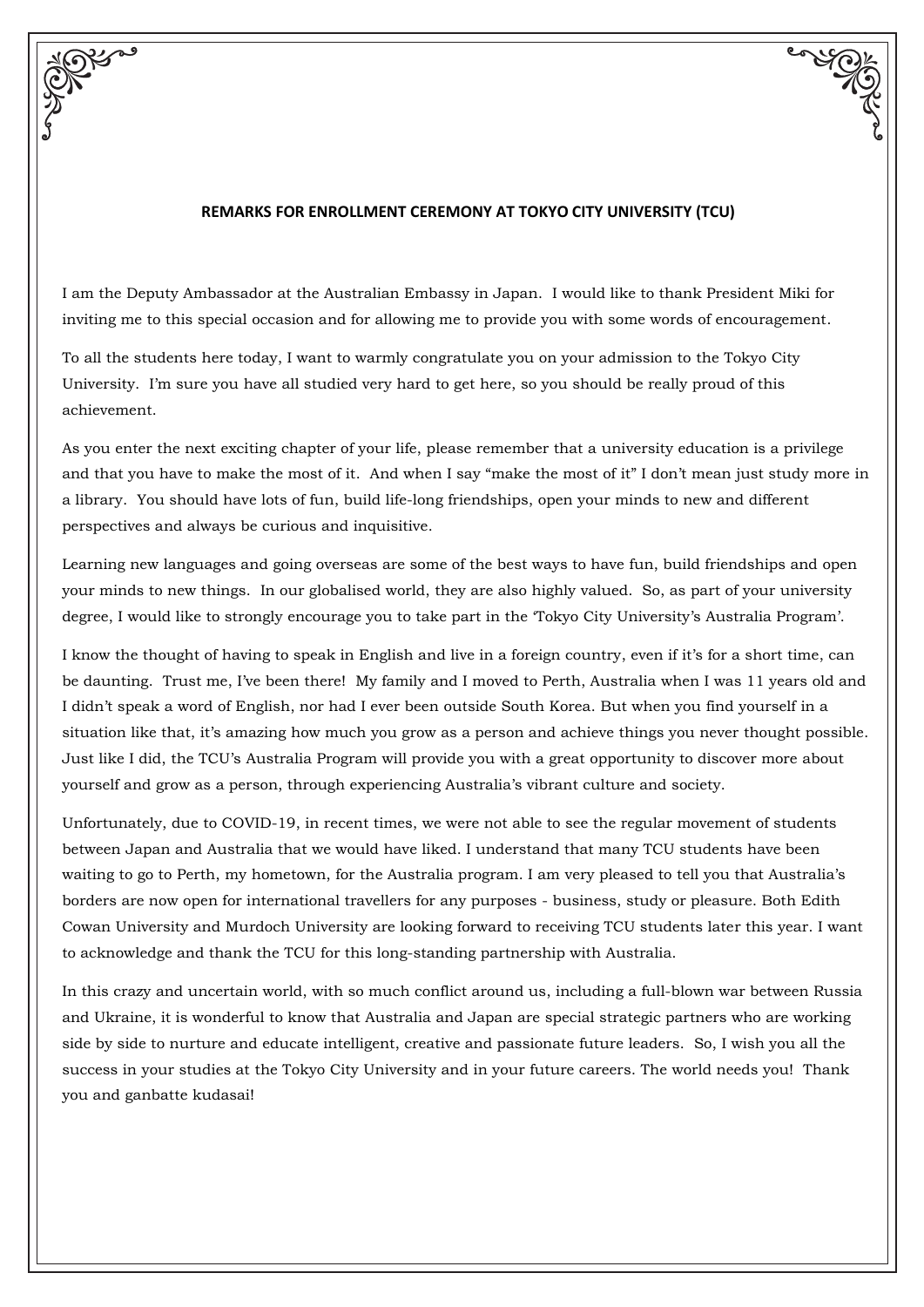**REMARKS FOR ENROLLMENT CEREMONY AT TOKYO CITY UNIVERSITY (TCU)**

I am the Deputy Ambassador at the Australian Embassy in Japan. I would like to thank President Miki for inviting me to this special occasion and for allowing me to provide you with some words of encouragement.

To all the students here today, I want to warmly congratulate you on your admission to the Tokyo City University. I'm sure you have all studied very hard to get here, so you should be really proud of this achievement.

As you enter the next exciting chapter of your life, please remember that a university education is a privilege and that you have to make the most of it. And when I say "make the most of it" I don't mean just study more in a library. You should have lots of fun, build life-long friendships, open your minds to new and different perspectives and always be curious and inquisitive.

Learning new languages and going overseas are some of the best ways to have fun, build friendships and open your minds to new things. In our globalised world, they are also highly valued. So, as part of your university degree, I would like to strongly encourage you to take part in the 'Tokyo City University's Australia Program'.

I know the thought of having to speak in English and live in a foreign country, even if it's for a short time, can be daunting. Trust me, I've been there! My family and I moved to Perth, Australia when I was 11 years old and I didn't speak a word of English, nor had I ever been outside South Korea. But when you find yourself in a situation like that, it's amazing how much you grow as a person and achieve things you never thought possible. Just like I did, the TCU's Australia Program will provide you with a great opportunity to discover more about yourself and grow as a person, through experiencing Australia's vibrant culture and society.

Unfortunately, due to COVID-19, in recent times, we were not able to see the regular movement of students between Japan and Australia that we would have liked. I understand that many TCU students have been waiting to go to Perth, my hometown, for the Australia program. I am very pleased to tell you that Australia's borders are now open for international travellers for any purposes - business, study or pleasure. Both Edith Cowan University and Murdoch University are looking forward to receiving TCU students later this year. I want to acknowledge and thank the TCU for this long-standing partnership with Australia.

In this crazy and uncertain world, with so much conflict around us, including a full-blown war between Russia and Ukraine, it is wonderful to know that Australia and Japan are special strategic partners who are working side by side to nurture and educate intelligent, creative and passionate future leaders. So, I wish you all the success in your studies at the Tokyo City University and in your future careers. The world needs you! Thank you and ganbatte kudasai!